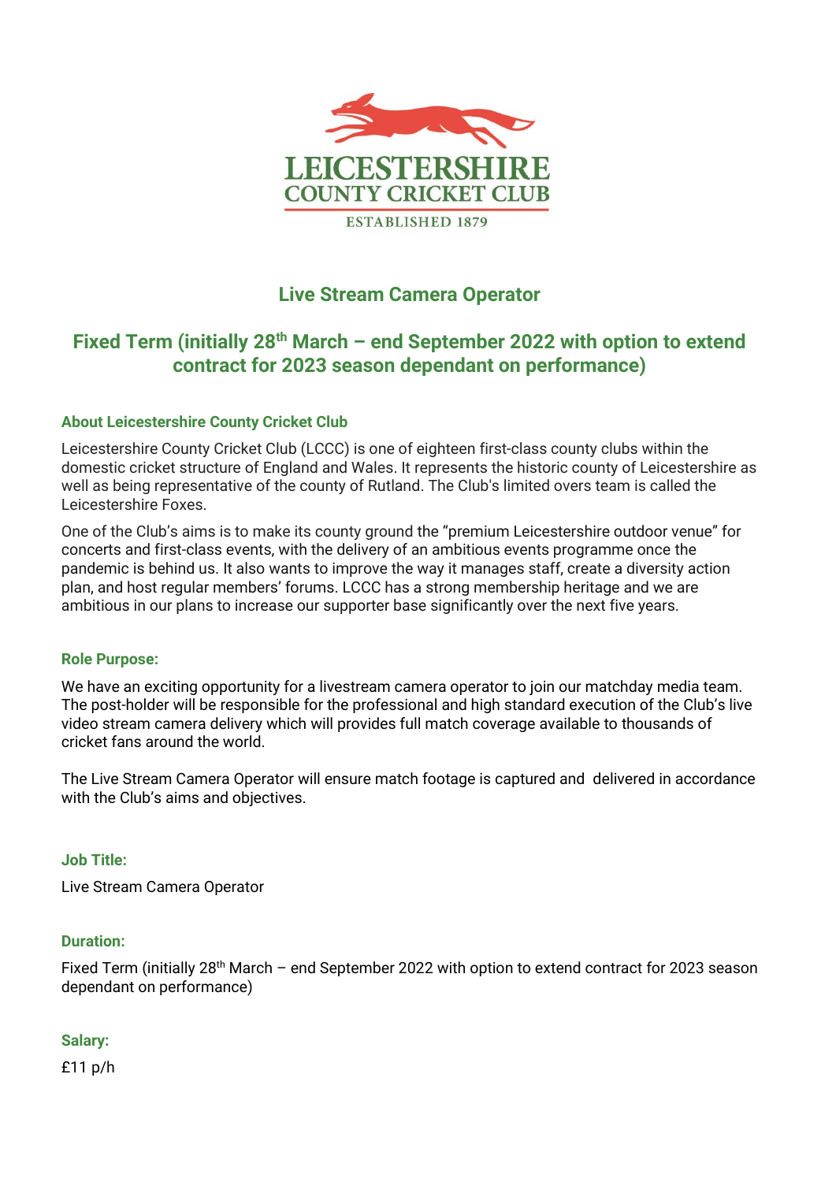LEICESTERSHIRE
COUNTY CRICKET CLUB
ESTABLISHED 1879

# Live Stream Camera Operator

## Fixed Term (initially 28th March – end September 2022 with option to extend contract for 2023 season dependant on performance)

### About Leicestershire County Cricket Club

Leicestershire County Cricket Club (LCCC) is one of eighteen first-class county clubs within the domestic cricket structure of England and Wales. It represents the historic county of Leicestershire as well as being representative of the county of Rutland. The Club's limited overs team is called the Leicestershire Foxes.

One of the Club's aims is to make its county ground the "premium Leicestershire outdoor venue" for concerts and first-class events, with the delivery of an ambitious events programme once the pandemic is behind us. It also wants to improve the way it manages staff, create a diversity action plan, and host regular members' forums. LCCC has a strong membership heritage and we are ambitious in our plans to increase our supporter base significantly over the next five years.

### Role Purpose:

We have an exciting opportunity for a livestream camera operator to join our matchday media team. The post-holder will be responsible for the professional and high standard execution of the Club's live video stream camera delivery which will provides full match coverage available to thousands of cricket fans around the world.

The Live Stream Camera Operator will ensure match footage is captured and delivered in accordance with the Club's aims and objectives.

### Job Title:

Live Stream Camera Operator

### Duration:

Fixed Term (initially 28th March – end September 2022 with option to extend contract for 2023 season dependant on performance)

### Salary:

£11 p/h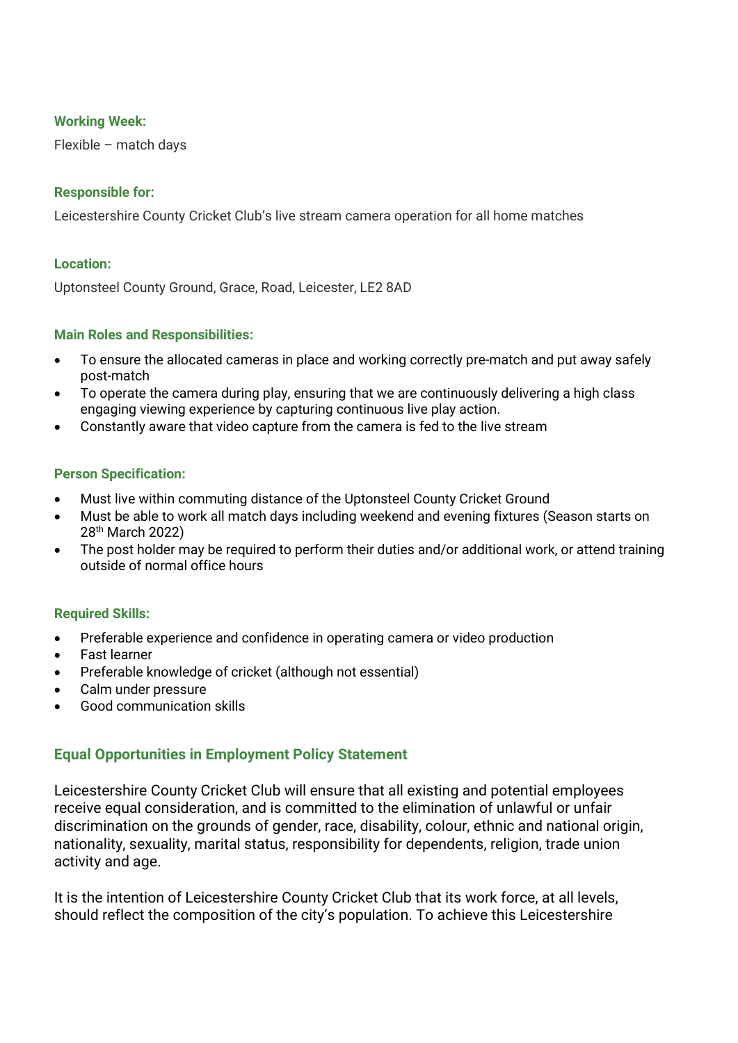**Working Week:**

Flexible – match days

**Responsible for:**

Leicestershire County Cricket Club's live stream camera operation for all home matches

**Location:**

Uptonsteel County Ground, Grace, Road, Leicester, LE2 8AD

**Main Roles and Responsibilities:**

- To ensure the allocated cameras in place and working correctly pre-match and put away safely post-match
- To operate the camera during play, ensuring that we are continuously delivering a high class engaging viewing experience by capturing continuous live play action.
- Constantly aware that video capture from the camera is fed to the live stream

**Person Specification:**

- Must live within commuting distance of the Uptonsteel County Cricket Ground
- Must be able to work all match days including weekend and evening fixtures (Season starts on 28th March 2022)
- The post holder may be required to perform their duties and/or additional work, or attend training outside of normal office hours

**Required Skills:**

- Preferable experience and confidence in operating camera or video production
- Fast learner
- Preferable knowledge of cricket (although not essential)
- Calm under pressure
- Good communication skills

## Equal Opportunities in Employment Policy Statement

Leicestershire County Cricket Club will ensure that all existing and potential employees receive equal consideration, and is committed to the elimination of unlawful or unfair discrimination on the grounds of gender, race, disability, colour, ethnic and national origin, nationality, sexuality, marital status, responsibility for dependents, religion, trade union activity and age.

It is the intention of Leicestershire County Cricket Club that its work force, at all levels, should reflect the composition of the city's population. To achieve this Leicestershire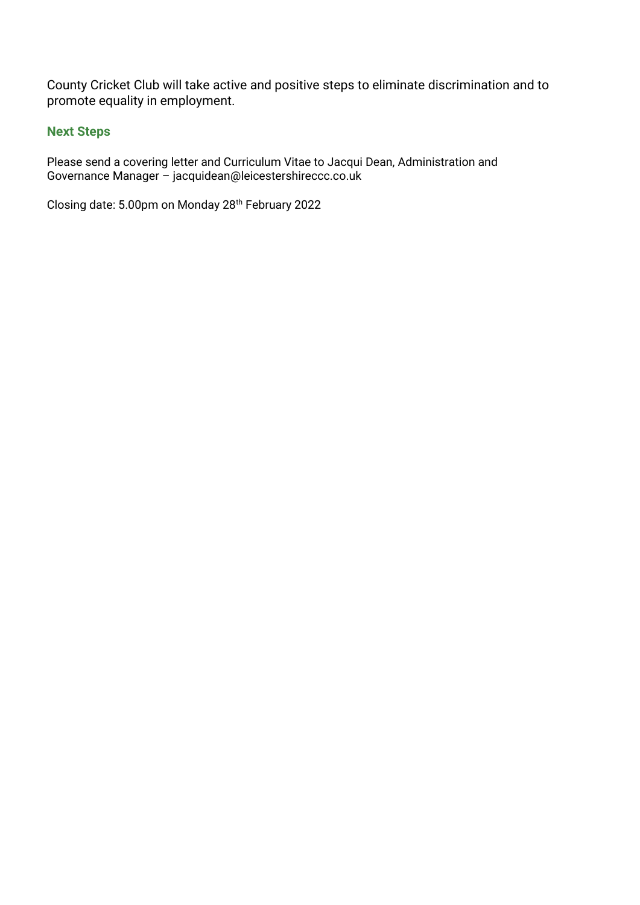County Cricket Club will take active and positive steps to eliminate discrimination and to promote equality in employment.

## Next Steps

Please send a covering letter and Curriculum Vitae to Jacqui Dean, Administration and Governance Manager – jacquidean@leicestershireccc.co.uk

Closing date: 5.00pm on Monday 28th February 2022